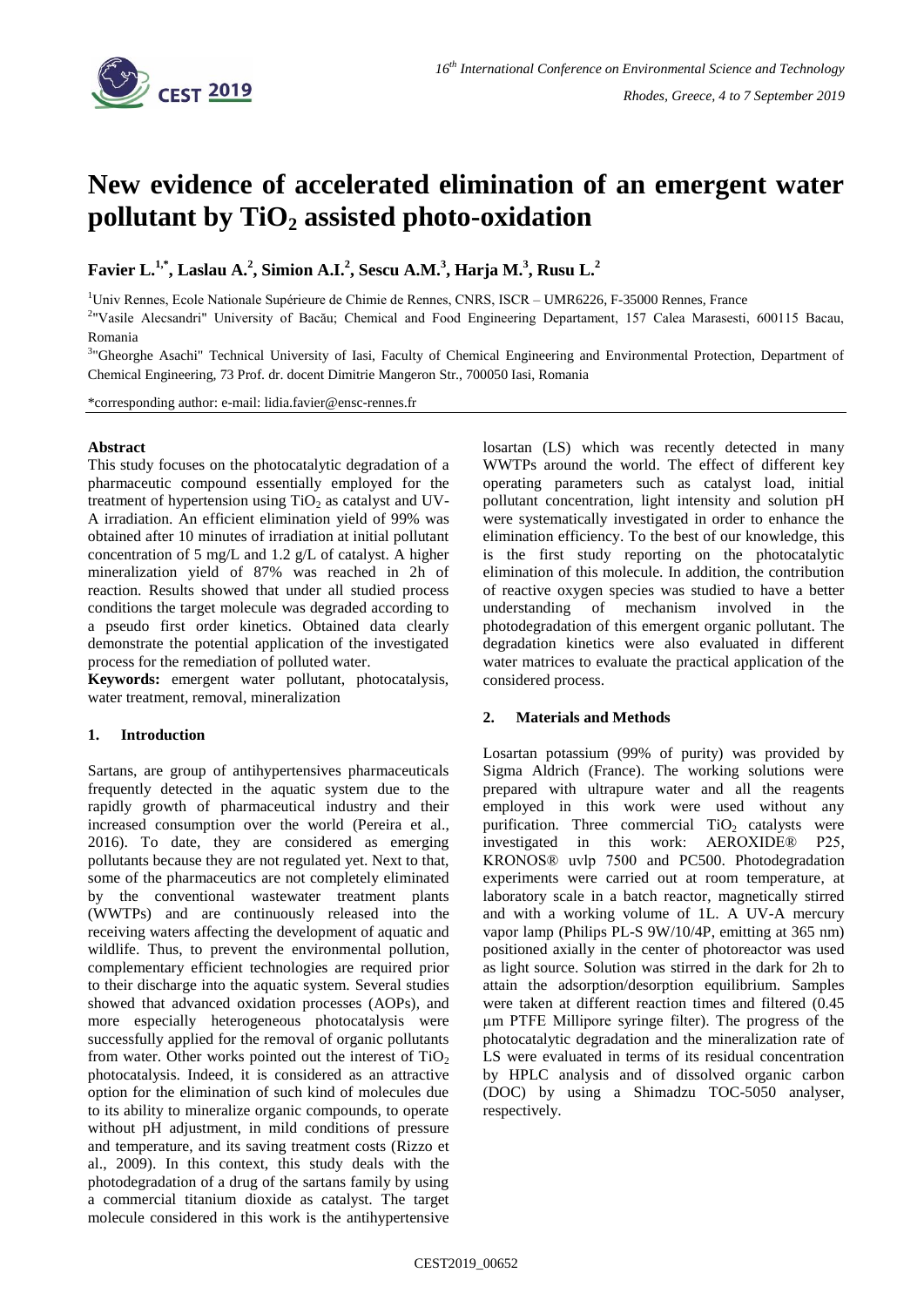# New evidence of accelerated elimination of an emergent water pollutant by $TiO_2$ assisted photo-oxidation

**Favier L.[1,*], Laslau A.[2], Simion A.I.[2], Sescu A.M.[3], Harja M.[3], Rusu L.[2]**

[1]Univ Rennes, Ecole Nationale Supérieure de Chimie de Rennes, CNRS, ISCR – UMR6226, F-35000 Rennes, France

[2]"Vasile Alecsandri" University of Bacău; Chemical and Food Engineering Departament, 157 Calea Marasesti, 600115 Bacau, Romania

[3]"Gheorghe Asachi" Technical University of Iasi, Faculty of Chemical Engineering and Environmental Protection, Department of Chemical Engineering, 73 Prof. dr. docent Dimitrie Mangeron Str., 700050 Iasi, Romania

*corresponding author: e-mail: lidia.favier@ensc-rennes.fr

**Abstract**

This study focuses on the photocatalytic degradation of a pharmaceutic compound essentially employed for the treatment of hypertension using $TiO_2$ as catalyst and UV-A irradiation. An efficient elimination yield of 99% was obtained after 10 minutes of irradiation at initial pollutant concentration of 5 mg/L and 1.2 g/L of catalyst. A higher mineralization yield of 87% was reached in 2h of reaction. Results showed that under all studied process conditions the target molecule was degraded according to a pseudo first order kinetics. Obtained data clearly demonstrate the potential application of the investigated process for the remediation of polluted water.

**Keywords:** emergent water pollutant, photocatalysis, water treatment, removal, mineralization

## 1. Introduction

Sartans, are group of antihypertensives pharmaceuticals frequently detected in the aquatic system due to the rapidly growth of pharmaceutical industry and their increased consumption over the world (Pereira et al., 2016). To date, they are considered as emerging pollutants because they are not regulated yet. Next to that, some of the pharmaceutics are not completely eliminated by the conventional wastewater treatment plants (WWTPs) and are continuously released into the receiving waters affecting the development of aquatic and wildlife. Thus, to prevent the environmental pollution, complementary efficient technologies are required prior to their discharge into the aquatic system. Several studies showed that advanced oxidation processes (AOPs), and more especially heterogeneous photocatalysis were successfully applied for the removal of organic pollutants from water. Other works pointed out the interest of $TiO_2$ photocatalysis. Indeed, it is considered as an attractive option for the elimination of such kind of molecules due to its ability to mineralize organic compounds, to operate without pH adjustment, in mild conditions of pressure and temperature, and its saving treatment costs (Rizzo et al., 2009). In this context, this study deals with the photodegradation of a drug of the sartans family by using a commercial titanium dioxide as catalyst. The target molecule considered in this work is the antihypertensive losartan (LS) which was recently detected in many WWTPs around the world. The effect of different key operating parameters such as catalyst load, initial pollutant concentration, light intensity and solution pH were systematically investigated in order to enhance the elimination efficiency. To the best of our knowledge, this is the first study reporting on the photocatalytic elimination of this molecule. In addition, the contribution of reactive oxygen species was studied to have a better understanding of mechanism involved in the photodegradation of this emergent organic pollutant. The degradation kinetics were also evaluated in different water matrices to evaluate the practical application of the considered process.

## 2. Materials and Methods

Losartan potassium (99% of purity) was provided by Sigma Aldrich (France). The working solutions were prepared with ultrapure water and all the reagents employed in this work were used without any purification. Three commercial $TiO_2$ catalysts were investigated in this work: AEROXIDE® P25, KRONOS® uvlp 7500 and PC500. Photodegradation experiments were carried out at room temperature, at laboratory scale in a batch reactor, magnetically stirred and with a working volume of 1L. A UV-A mercury vapor lamp (Philips PL-S 9W/10/4P, emitting at 365 nm) positioned axially in the center of photoreactor was used as light source. Solution was stirred in the dark for 2h to attain the adsorption/desorption equilibrium. Samples were taken at different reaction times and filtered (0.45 µm PTFE Millipore syringe filter). The progress of the photocatalytic degradation and the mineralization rate of LS were evaluated in terms of its residual concentration by HPLC analysis and of dissolved organic carbon (DOC) by using a Shimadzu TOC-5050 analyser, respectively.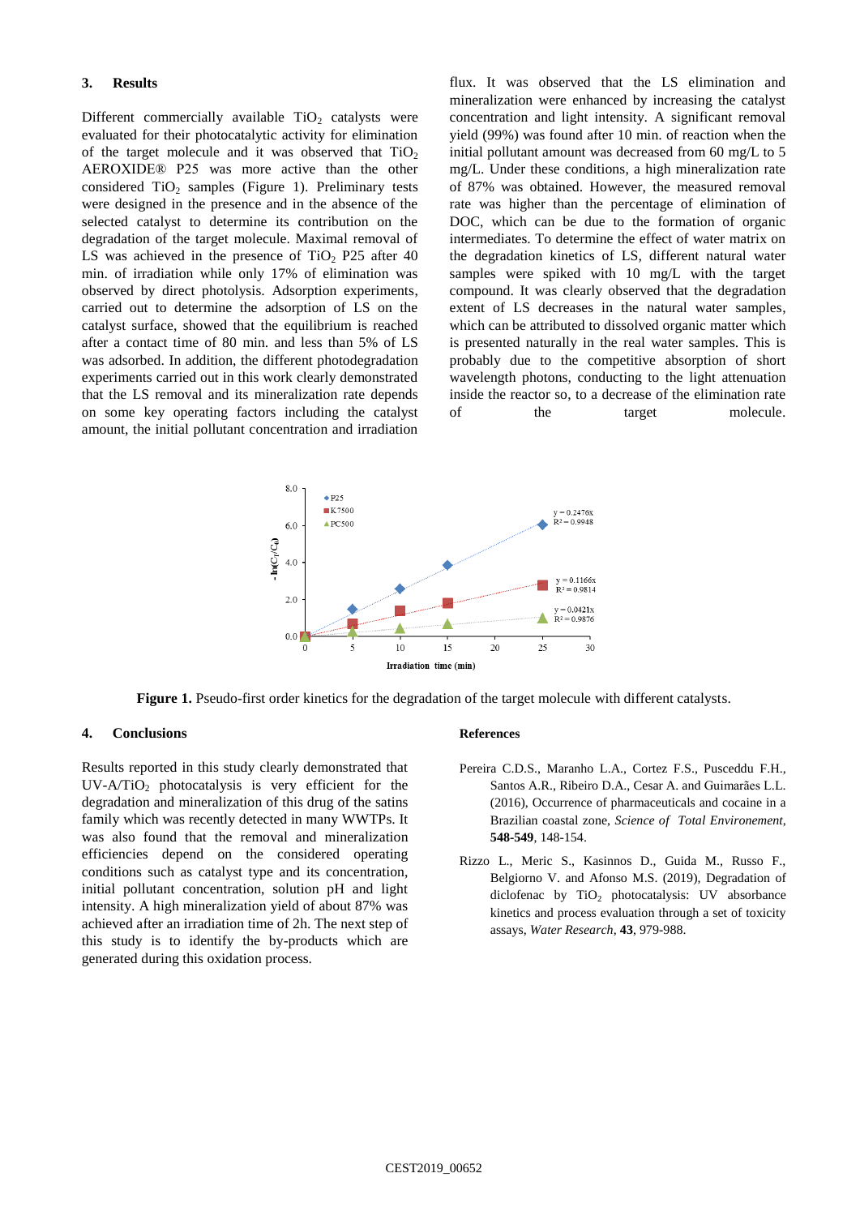## 3. Results

Different commercially available $TiO_2$ catalysts were evaluated for their photocatalytic activity for elimination of the target molecule and it was observed that $TiO_2$ AEROXIDE® P25 was more active than the other considered $TiO_2$ samples (Figure 1). Preliminary tests were designed in the presence and in the absence of the selected catalyst to determine its contribution on the degradation of the target molecule. Maximal removal of LS was achieved in the presence of $TiO_2$ P25 after 40 min. of irradiation while only 17% of elimination was observed by direct photolysis. Adsorption experiments, carried out to determine the adsorption of LS on the catalyst surface, showed that the equilibrium is reached after a contact time of 80 min. and less than 5% of LS was adsorbed. In addition, the different photodegradation experiments carried out in this work clearly demonstrated that the LS removal and its mineralization rate depends on some key operating factors including the catalyst amount, the initial pollutant concentration and irradiation flux. It was observed that the LS elimination and mineralization were enhanced by increasing the catalyst concentration and light intensity. A significant removal yield (99%) was found after 10 min. of reaction when the initial pollutant amount was decreased from 60 mg/L to 5 mg/L. Under these conditions, a high mineralization rate of 87% was obtained. However, the measured removal rate was higher than the percentage of elimination of DOC, which can be due to the formation of organic intermediates. To determine the effect of water matrix on the degradation kinetics of LS, different natural water samples were spiked with 10 mg/L with the target compound. It was clearly observed that the degradation extent of LS decreases in the natural water samples, which can be attributed to dissolved organic matter which is presented naturally in the real water samples. This is probably due to the competitive absorption of short wavelength photons, conducting to the light attenuation inside the reactor so, to a decrease of the elimination rate of the target molecule.

8.0
6.0
4.0
2.0
0.0
$-\ln(C_t/C_0)$
0 5 10 15 20 25 30
Irradiation time (min)
P25
K7500
PC500
y = 0.2476x
R² = 0.9948
y = 0.1166x
R² = 0.9814
y = 0.0421x
R² = 0.9876

**Figure 1.** Pseudo-first order kinetics for the degradation of the target molecule with different catalysts.

## 4. Conclusions

Results reported in this study clearly demonstrated that UV-A/$TiO_2$ photocatalysis is very efficient for the degradation and mineralization of this drug of the satins family which was recently detected in many WWTPs. It was also found that the removal and mineralization efficiencies depend on the considered operating conditions such as catalyst type and its concentration, initial pollutant concentration, solution pH and light intensity. A high mineralization yield of about 87% was achieved after an irradiation time of 2h. The next step of this study is to identify the by-products which are generated during this oxidation process.

## References

Pereira C.D.S., Maranho L.A., Cortez F.S., Pusceddu F.H., Santos A.R., Ribeiro D.A., Cesar A. and Guimarães L.L. (2016), Occurrence of pharmaceuticals and cocaine in a Brazilian coastal zone, *Science of Total Environement*, **548-549**, 148-154.

Rizzo L., Meric S., Kasinnos D., Guida M., Russo F., Belgiorno V. and Afonso M.S. (2019), Degradation of diclofenac by $TiO_2$ photocatalysis: UV absorbance kinetics and process evaluation through a set of toxicity assays, *Water Research*, **43**, 979-988.